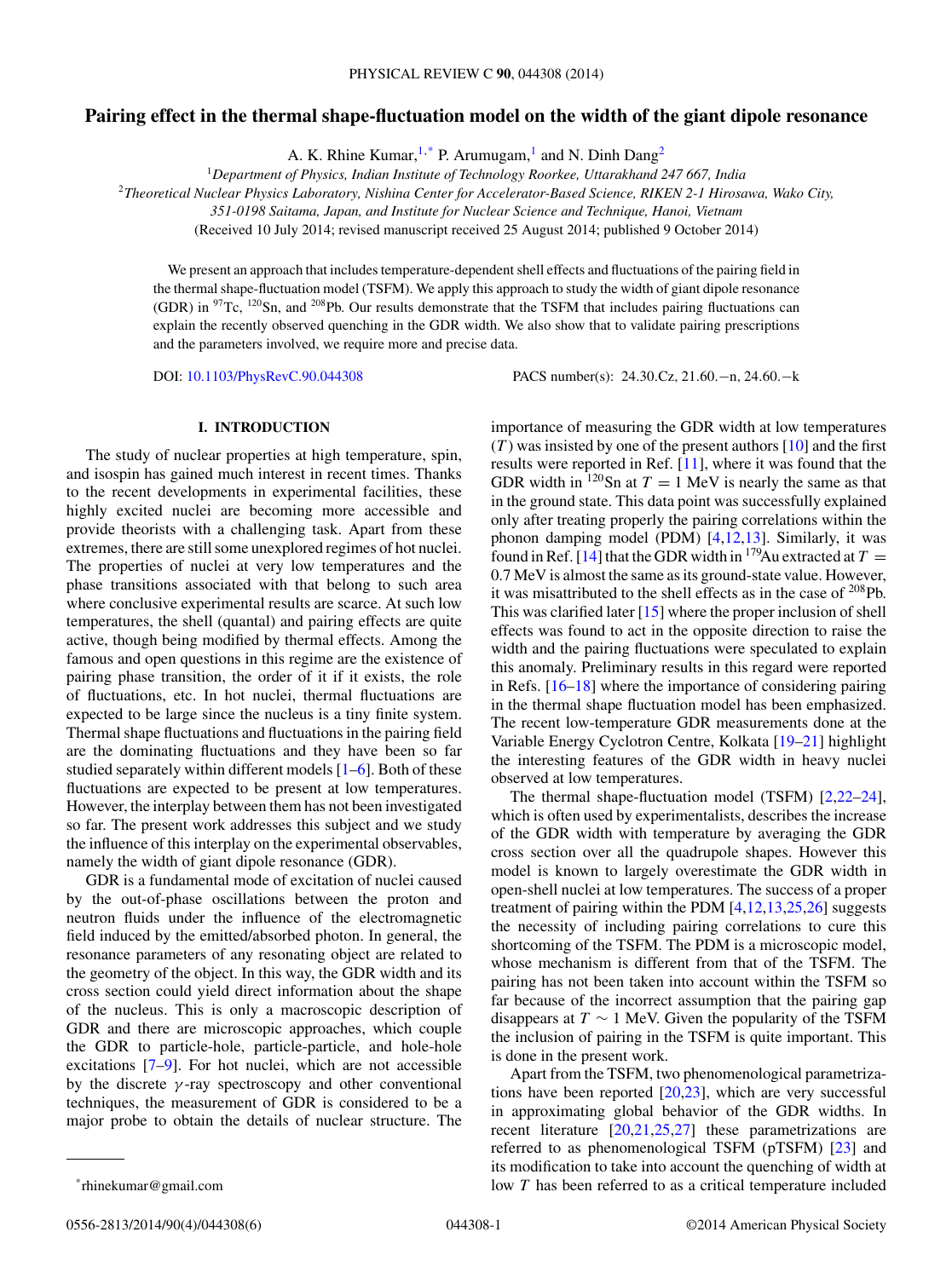# Pairing effect in the thermal shape-fluctuation model on the width of the giant dipole resonance

A. K. Rhine Kumar,[1,*] P. Arumugam,[1] and N. Dinh Dang[2]

[1]*Department of Physics, Indian Institute of Technology Roorkee, Uttarakhand 247 667, India*

[2]*Theoretical Nuclear Physics Laboratory, Nishina Center for Accelerator-Based Science, RIKEN 2-1 Hirosawa, Wako City, 351-0198 Saitama, Japan, and Institute for Nuclear Science and Technique, Hanoi, Vietnam*

(Received 10 July 2014; revised manuscript received 25 August 2014; published 9 October 2014)

We present an approach that includes temperature-dependent shell effects and fluctuations of the pairing field in the thermal shape-fluctuation model (TSFM). We apply this approach to study the width of giant dipole resonance (GDR) in $^{97}$Tc, $^{120}$Sn, and $^{208}$Pb. Our results demonstrate that the TSFM that includes pairing fluctuations can explain the recently observed quenching in the GDR width. We also show that to validate pairing prescriptions and the parameters involved, we require more and precise data.

DOI: 10.1103/PhysRevC.90.044308 PACS number(s): 24.30.Cz, 21.60.−n, 24.60.−k

## I. INTRODUCTION

The study of nuclear properties at high temperature, spin, and isospin has gained much interest in recent times. Thanks to the recent developments in experimental facilities, these highly excited nuclei are becoming more accessible and provide theorists with a challenging task. Apart from these extremes, there are still some unexplored regimes of hot nuclei. The properties of nuclei at very low temperatures and the phase transitions associated with that belong to such area where conclusive experimental results are scarce. At such low temperatures, the shell (quantal) and pairing effects are quite active, though being modified by thermal effects. Among the famous and open questions in this regime are the existence of pairing phase transition, the order of it if it exists, the role of fluctuations, etc. In hot nuclei, thermal fluctuations are expected to be large since the nucleus is a tiny finite system. Thermal shape fluctuations and fluctuations in the pairing field are the dominating fluctuations and they have been so far studied separately within different models [1–6]. Both of these fluctuations are expected to be present at low temperatures. However, the interplay between them has not been investigated so far. The present work addresses this subject and we study the influence of this interplay on the experimental observables, namely the width of giant dipole resonance (GDR).

GDR is a fundamental mode of excitation of nuclei caused by the out-of-phase oscillations between the proton and neutron fluids under the influence of the electromagnetic field induced by the emitted/absorbed photon. In general, the resonance parameters of any resonating object are related to the geometry of the object. In this way, the GDR width and its cross section could yield direct information about the shape of the nucleus. This is only a macroscopic description of GDR and there are microscopic approaches, which couple the GDR to particle-hole, particle-particle, and hole-hole excitations [7–9]. For hot nuclei, which are not accessible by the discrete $\gamma$-ray spectroscopy and other conventional techniques, the measurement of GDR is considered to be a major probe to obtain the details of nuclear structure. The importance of measuring the GDR width at low temperatures ($T$) was insisted by one of the present authors [10] and the first results were reported in Ref. [11], where it was found that the GDR width in $^{120}$Sn at $T = 1$ MeV is nearly the same as that in the ground state. This data point was successfully explained only after treating properly the pairing correlations within the phonon damping model (PDM) [4,12,13]. Similarly, it was found in Ref. [14] that the GDR width in $^{179}$Au extracted at $T = 0.7$ MeV is almost the same as its ground-state value. However, it was misattributed to the shell effects as in the case of $^{208}$Pb. This was clarified later [15] where the proper inclusion of shell effects was found to act in the opposite direction to raise the width and the pairing fluctuations were speculated to explain this anomaly. Preliminary results in this regard were reported in Refs. [16–18] where the importance of considering pairing in the thermal shape fluctuation model has been emphasized. The recent low-temperature GDR measurements done at the Variable Energy Cyclotron Centre, Kolkata [19–21] highlight the interesting features of the GDR width in heavy nuclei observed at low temperatures.

The thermal shape-fluctuation model (TSFM) [2,22–24], which is often used by experimentalists, describes the increase of the GDR width with temperature by averaging the GDR cross section over all the quadrupole shapes. However this model is known to largely overestimate the GDR width in open-shell nuclei at low temperatures. The success of a proper treatment of pairing within the PDM [4,12,13,25,26] suggests the necessity of including pairing correlations to cure this shortcoming of the TSFM. The PDM is a microscopic model, whose mechanism is different from that of the TSFM. The pairing has not been taken into account within the TSFM so far because of the incorrect assumption that the pairing gap disappears at $T \sim 1$ MeV. Given the popularity of the TSFM the inclusion of pairing in the TSFM is quite important. This is done in the present work.

Apart from the TSFM, two phenomenological parametrizations have been reported [20,23], which are very successful in approximating global behavior of the GDR widths. In recent literature [20,21,25,27] these parametrizations are referred to as phenomenological TSFM (pTSFM) [23] and its modification to take into account the quenching of width at low $T$ has been referred to as a critical temperature included

*rhinekumar@gmail.com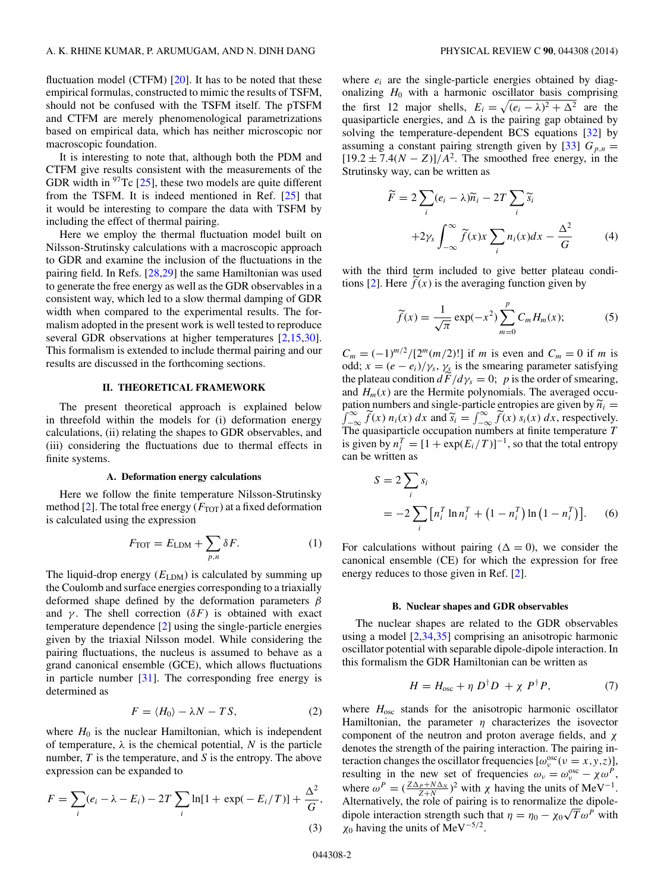fluctuation model (CTFM) [20]. It has to be noted that these empirical formulas, constructed to mimic the results of TSFM, should not be confused with the TSFM itself. The pTSFM and CTFM are merely phenomenological parametrizations based on empirical data, which has neither microscopic nor macroscopic foundation.

It is interesting to note that, although both the PDM and CTFM give results consistent with the measurements of the GDR width in $^{97}$Tc [25], these two models are quite different from the TSFM. It is indeed mentioned in Ref. [25] that it would be interesting to compare the data with TSFM by including the effect of thermal pairing.

Here we employ the thermal fluctuation model built on Nilsson-Strutinsky calculations with a macroscopic approach to GDR and examine the inclusion of the fluctuations in the pairing field. In Refs. [28,29] the same Hamiltonian was used to generate the free energy as well as the GDR observables in a consistent way, which led to a slow thermal damping of GDR width when compared to the experimental results. The formalism adopted in the present work is well tested to reproduce several GDR observations at higher temperatures [2,15,30]. This formalism is extended to include thermal pairing and our results are discussed in the forthcoming sections.

## II. THEORETICAL FRAMEWORK

The present theoretical approach is explained below in threefold within the models for (i) deformation energy calculations, (ii) relating the shapes to GDR observables, and (iii) considering the fluctuations due to thermal effects in finite systems.

### A. Deformation energy calculations

Here we follow the finite temperature Nilsson-Strutinsky method [2]. The total free energy ($F_{\mathrm{TOT}}$) at a fixed deformation is calculated using the expression

$$F_{\mathrm{TOT}} = E_{\mathrm{LDM}} + \sum_{p,n} \delta F. \tag{1}$$

The liquid-drop energy ($E_{\mathrm{LDM}}$) is calculated by summing up the Coulomb and surface energies corresponding to a triaxially deformed shape defined by the deformation parameters $\beta$ and $\gamma$. The shell correction ($\delta F$) is obtained with exact temperature dependence [2] using the single-particle energies given by the triaxial Nilsson model. While considering the pairing fluctuations, the nucleus is assumed to behave as a grand canonical ensemble (GCE), which allows fluctuations in particle number [31]. The corresponding free energy is determined as

$$F = \langle H_0 \rangle - \lambda N - TS, \tag{2}$$

where $H_0$ is the nuclear Hamiltonian, which is independent of temperature, $\lambda$ is the chemical potential, $N$ is the particle number, $T$ is the temperature, and $S$ is the entropy. The above expression can be expanded to

$$F = \sum_i (e_i - \lambda - E_i) - 2T \sum_i \ln[1 + \exp(-E_i/T)] + \frac{\Delta^2}{G}, \tag{3}$$

where $e_i$ are the single-particle energies obtained by diagonalizing $H_0$ with a harmonic oscillator basis comprising the first 12 major shells, $E_i = \sqrt{(e_i - \lambda)^2 + \Delta^2}$ are the quasiparticle energies, and $\Delta$ is the pairing gap obtained by solving the temperature-dependent BCS equations [32] by assuming a constant pairing strength given by [33] $G_{p,n} = [19.2 \pm 7.4(N - Z)]/A^2$. The smoothed free energy, in the Strutinsky way, can be written as

$$\widetilde{F} = 2 \sum_i (e_i - \lambda)\widetilde{n}_i - 2T \sum_i \widetilde{s}_i + 2\gamma_s \int_{-\infty}^{\infty} \widetilde{f}(x) x \sum_i n_i(x) dx - \frac{\Delta^2}{G} \tag{4}$$

with the third term included to give better plateau conditions [2]. Here $\widetilde{f}(x)$ is the averaging function given by

$$\widetilde{f}(x) = \frac{1}{\sqrt{\pi}} \exp(-x^2) \sum_{m=0}^{p} C_m H_m(x); \tag{5}$$

$C_m = (-1)^{m/2}/[2^m (m/2)!]$ if $m$ is even and $C_m = 0$ if $m$ is odd; $x = (e - e_i)/\gamma_s$, $\gamma_s$ is the smearing parameter satisfying the plateau condition $d\widetilde{F}/d\gamma_s = 0$; $p$ is the order of smearing, and $H_m(x)$ are the Hermite polynomials. The averaged occupation numbers and single-particle entropies are given by $\widetilde{n}_i = \int_{-\infty}^{\infty} \widetilde{f}(x)\, n_i(x)\, dx$ and $\widetilde{s}_i = \int_{-\infty}^{\infty} \widetilde{f}(x)\, s_i(x)\, dx$, respectively. The quasiparticle occupation numbers at finite temperature $T$ is given by $n_i^T = [1 + \exp(E_i/T)]^{-1}$, so that the total entropy can be written as

$$\begin{aligned} S &= 2 \sum_i s_i \\ &= -2 \sum_i \left[ n_i^T \ln n_i^T + \left(1 - n_i^T\right) \ln\left(1 - n_i^T\right)\right]. \end{aligned} \tag{6}$$

For calculations without pairing ($\Delta = 0$), we consider the canonical ensemble (CE) for which the expression for free energy reduces to those given in Ref. [2].

### B. Nuclear shapes and GDR observables

The nuclear shapes are related to the GDR observables using a model [2,34,35] comprising an anisotropic harmonic oscillator potential with separable dipole-dipole interaction. In this formalism the GDR Hamiltonian can be written as

$$H = H_{\mathrm{osc}} + \eta\, D^\dagger D + \chi\, P^\dagger P, \tag{7}$$

where $H_{\mathrm{osc}}$ stands for the anisotropic harmonic oscillator Hamiltonian, the parameter $\eta$ characterizes the isovector component of the neutron and proton average fields, and $\chi$ denotes the strength of the pairing interaction. The pairing interaction changes the oscillator frequencies [$\omega_\nu^{\mathrm{osc}}(\nu = x,y,z)$], resulting in the new set of frequencies $\omega_\nu = \omega_\nu^{\mathrm{osc}} - \chi\omega^P$, where $\omega^P = (\frac{Z\Delta_P + N\Delta_N}{Z+N})^2$ with $\chi$ having the units of MeV$^{-1}$. Alternatively, the role of pairing is to renormalize the dipole-dipole interaction strength such that $\eta = \eta_0 - \chi_0 \sqrt{T} \omega^P$ with $\chi_0$ having the units of MeV$^{-5/2}$.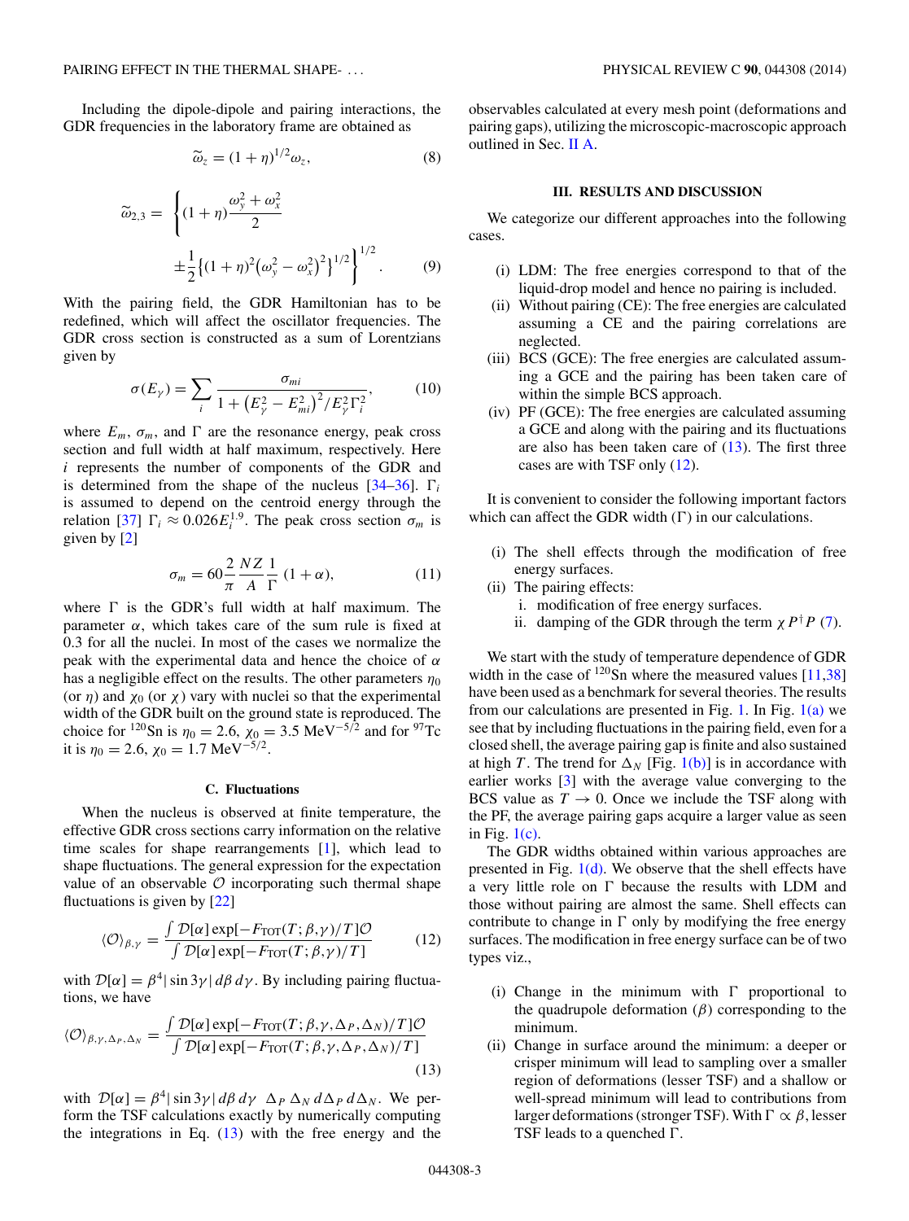Including the dipole-dipole and pairing interactions, the GDR frequencies in the laboratory frame are obtained as

$$\widetilde{\omega}_z = (1+\eta)^{1/2}\omega_z, \tag{8}$$

$$\widetilde{\omega}_{2,3} = \left\{(1+\eta)\frac{\omega_y^2+\omega_x^2}{2} \pm \frac{1}{2}\left\{(1+\eta)^2\left(\omega_y^2-\omega_x^2\right)^2\right\}^{1/2}\right\}^{1/2}. \tag{9}$$

With the pairing field, the GDR Hamiltonian has to be redefined, which will affect the oscillator frequencies. The GDR cross section is constructed as a sum of Lorentzians given by

$$\sigma(E_\gamma) = \sum_i \frac{\sigma_{mi}}{1+\left(E_\gamma^2-E_{mi}^2\right)^2/E_\gamma^2\Gamma_i^2}, \tag{10}$$

where $E_m$, $\sigma_m$, and $\Gamma$ are the resonance energy, peak cross section and full width at half maximum, respectively. Here $i$ represents the number of components of the GDR and is determined from the shape of the nucleus [34–36]. $\Gamma_i$ is assumed to depend on the centroid energy through the relation [37] $\Gamma_i \approx 0.026E_i^{1.9}$. The peak cross section $\sigma_m$ is given by [2]

$$\sigma_m = 60\frac{2}{\pi}\frac{NZ}{A}\frac{1}{\Gamma}(1+\alpha), \tag{11}$$

where $\Gamma$ is the GDR's full width at half maximum. The parameter $\alpha$, which takes care of the sum rule is fixed at 0.3 for all the nuclei. In most of the cases we normalize the peak with the experimental data and hence the choice of $\alpha$ has a negligible effect on the results. The other parameters $\eta_0$ (or $\eta$) and $\chi_0$ (or $\chi$) vary with nuclei so that the experimental width of the GDR built on the ground state is reproduced. The choice for $^{120}$Sn is $\eta_0 = 2.6$, $\chi_0 = 3.5$ MeV$^{-5/2}$ and for $^{97}$Tc it is $\eta_0 = 2.6$, $\chi_0 = 1.7$ MeV$^{-5/2}$.

### C. Fluctuations

When the nucleus is observed at finite temperature, the effective GDR cross sections carry information on the relative time scales for shape rearrangements [1], which lead to shape fluctuations. The general expression for the expectation value of an observable $\mathcal{O}$ incorporating such thermal shape fluctuations is given by [22]

$$\langle\mathcal{O}\rangle_{\beta,\gamma} = \frac{\int\mathcal{D}[\alpha]\exp[-F_{\mathrm{TOT}}(T;\beta,\gamma)/T]\mathcal{O}}{\int\mathcal{D}[\alpha]\exp[-F_{\mathrm{TOT}}(T;\beta,\gamma)/T]} \tag{12}$$

with $\mathcal{D}[\alpha] = \beta^4|\sin 3\gamma|\,d\beta\,d\gamma$. By including pairing fluctuations, we have

$$\langle\mathcal{O}\rangle_{\beta,\gamma,\Delta_P,\Delta_N} = \frac{\int\mathcal{D}[\alpha]\exp[-F_{\mathrm{TOT}}(T;\beta,\gamma,\Delta_P,\Delta_N)/T]\mathcal{O}}{\int\mathcal{D}[\alpha]\exp[-F_{\mathrm{TOT}}(T;\beta,\gamma,\Delta_P,\Delta_N)/T]} \tag{13}$$

with $\mathcal{D}[\alpha] = \beta^4|\sin 3\gamma|\,d\beta\,d\gamma\;\;\Delta_P\,\Delta_N\,d\Delta_P\,d\Delta_N$. We perform the TSF calculations exactly by numerically computing the integrations in Eq. (13) with the free energy and the observables calculated at every mesh point (deformations and pairing gaps), utilizing the microscopic-macroscopic approach outlined in Sec. II A.

## III. RESULTS AND DISCUSSION

We categorize our different approaches into the following cases.

(i) LDM: The free energies correspond to that of the liquid-drop model and hence no pairing is included.
(ii) Without pairing (CE): The free energies are calculated assuming a CE and the pairing correlations are neglected.
(iii) BCS (GCE): The free energies are calculated assuming a GCE and the pairing has been taken care of within the simple BCS approach.
(iv) PF (GCE): The free energies are calculated assuming a GCE and along with the pairing and its fluctuations are also has been taken care of (13). The first three cases are with TSF only (12).

It is convenient to consider the following important factors which can affect the GDR width ($\Gamma$) in our calculations.

(i) The shell effects through the modification of free energy surfaces.
(ii) The pairing effects:
   i. modification of free energy surfaces.
   ii. damping of the GDR through the term $\chi P^\dagger P$ (7).

We start with the study of temperature dependence of GDR width in the case of $^{120}$Sn where the measured values [11,38] have been used as a benchmark for several theories. The results from our calculations are presented in Fig. 1. In Fig. 1(a) we see that by including fluctuations in the pairing field, even for a closed shell, the average pairing gap is finite and also sustained at high $T$. The trend for $\Delta_N$ [Fig. 1(b)] is in accordance with earlier works [3] with the average value converging to the BCS value as $T \to 0$. Once we include the TSF along with the PF, the average pairing gaps acquire a larger value as seen in Fig. 1(c).

The GDR widths obtained within various approaches are presented in Fig. 1(d). We observe that the shell effects have a very little role on $\Gamma$ because the results with LDM and those without pairing are almost the same. Shell effects can contribute to change in $\Gamma$ only by modifying the free energy surfaces. The modification in free energy surface can be of two types viz.,

(i) Change in the minimum with $\Gamma$ proportional to the quadrupole deformation ($\beta$) corresponding to the minimum.
(ii) Change in surface around the minimum: a deeper or crisper minimum will lead to sampling over a smaller region of deformations (lesser TSF) and a shallow or well-spread minimum will lead to contributions from larger deformations (stronger TSF). With $\Gamma \propto \beta$, lesser TSF leads to a quenched $\Gamma$.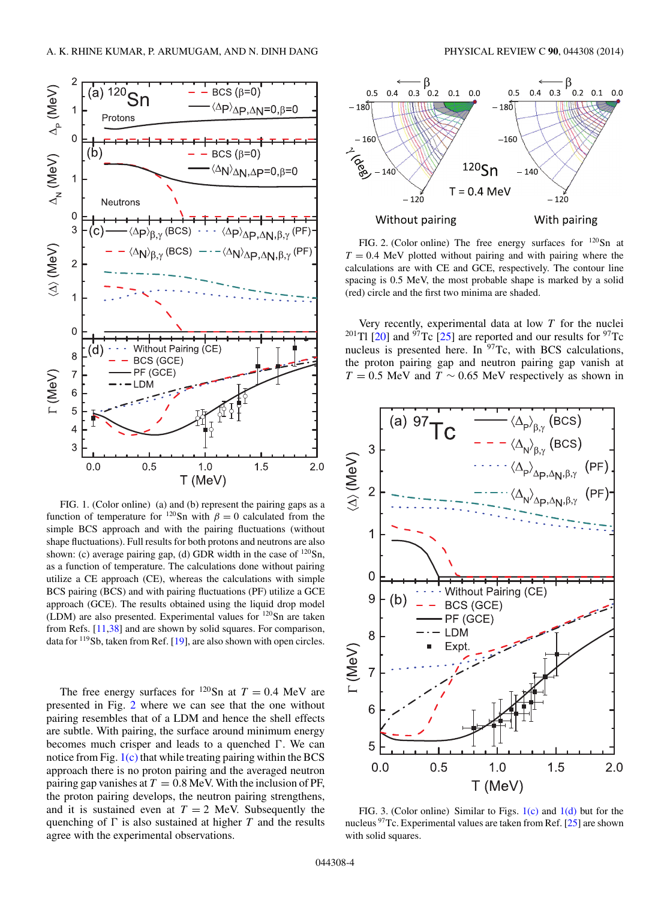(a) $^{120}$Sn
Protons
BCS (β=0)
$\langle\Delta_P\rangle_{\Delta_P,\Delta_N=0,\beta=0}$
$\Delta_P$ (MeV)
(b)
BCS (β=0)
$\langle\Delta_N\rangle_{\Delta_N,\Delta_P=0,\beta=0}$
Neutrons
$\Delta_N$ (MeV)
(c) $\langle\Delta_P\rangle_{\beta,\gamma}$ (BCS) $\langle\Delta_P\rangle_{\Delta_P,\Delta_N,\beta,\gamma}$ (PF)
$\langle\Delta_N\rangle_{\beta,\gamma}$ (BCS) $\langle\Delta_N\rangle_{\Delta_P,\Delta_N,\beta,\gamma}$ (PF)
$\langle\Delta\rangle$ (MeV)
(d) Without Pairing (CE)
BCS (GCE)
PF (GCE)
LDM
Γ (MeV)
T (MeV)

FIG. 1. (Color online) (a) and (b) represent the pairing gaps as a function of temperature for $^{120}$Sn with $\beta = 0$ calculated from the simple BCS approach and with the pairing fluctuations (without shape fluctuations). Full results for both protons and neutrons are also shown: (c) average pairing gap, (d) GDR width in the case of $^{120}$Sn, as a function of temperature. The calculations done without pairing utilize a CE approach (CE), whereas the calculations with simple BCS pairing (BCS) and with pairing fluctuations (PF) utilize a GCE approach (GCE). The results obtained using the liquid drop model (LDM) are also presented. Experimental values for $^{120}$Sn are taken from Refs. [11,38] and are shown by solid squares. For comparison, data for $^{119}$Sb, taken from Ref. [19], are also shown with open circles.

The free energy surfaces for $^{120}$Sn at $T = 0.4$ MeV are presented in Fig. 2 where we can see that the one without pairing resembles that of a LDM and hence the shell effects are subtle. With pairing, the surface around minimum energy becomes much crisper and leads to a quenched Γ. We can notice from Fig. 1(c) that while treating pairing within the BCS approach there is no proton pairing and the averaged neutron pairing gap vanishes at $T = 0.8$ MeV. With the inclusion of PF, the proton pairing develops, the neutron pairing strengthens, and it is sustained even at $T = 2$ MeV. Subsequently the quenching of Γ is also sustained at higher $T$ and the results agree with the experimental observations.

β
γ (deg)
$^{120}$Sn
T = 0.4 MeV
Without pairing
With pairing

FIG. 2. (Color online) The free energy surfaces for $^{120}$Sn at $T = 0.4$ MeV plotted without pairing and with pairing where the calculations are with CE and GCE, respectively. The contour line spacing is 0.5 MeV, the most probable shape is marked by a solid (red) circle and the first two minima are shaded.

Very recently, experimental data at low $T$ for the nuclei $^{201}$Tl [20] and $^{97}$Tc [25] are reported and our results for $^{97}$Tc nucleus is presented here. In $^{97}$Tc, with BCS calculations, the proton pairing gap and neutron pairing gap vanish at $T = 0.5$ MeV and $T \sim 0.65$ MeV respectively as shown in

(a) $^{97}$Tc
$\langle\Delta_P\rangle_{\beta,\gamma}$ (BCS)
$\langle\Delta_N\rangle_{\beta,\gamma}$ (BCS)
$\langle\Delta_P\rangle_{\Delta_P,\Delta_N,\beta,\gamma}$ (PF)
$\langle\Delta_N\rangle_{\Delta_P,\Delta_N,\beta,\gamma}$ (PF)
$\langle\Delta\rangle$ (MeV)
(b) Without Pairing (CE)
BCS (GCE)
PF (GCE)
LDM
Expt.
Γ (MeV)
T (MeV)

FIG. 3. (Color online) Similar to Figs. 1(c) and 1(d) but for the nucleus $^{97}$Tc. Experimental values are taken from Ref. [25] are shown with solid squares.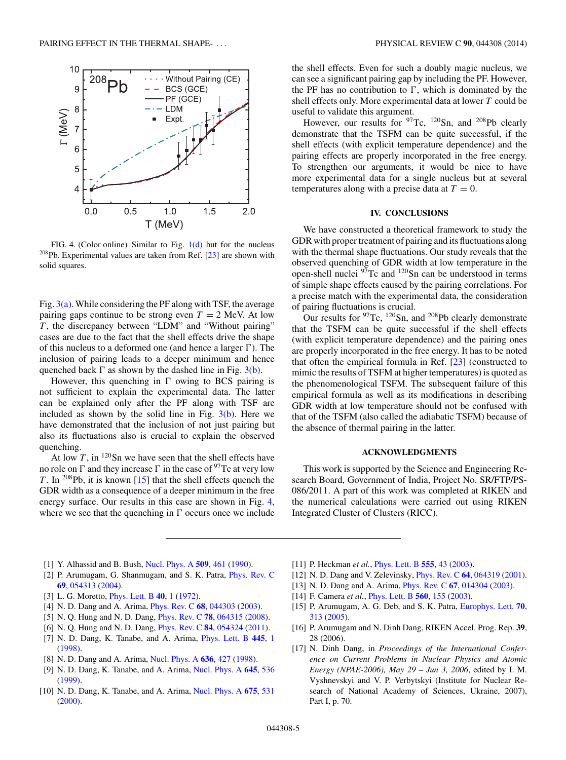208Pb

Γ (MeV)

T (MeV)

10
9
8
7
6
5
4

0.0
0.5
1.0
1.5
2.0

Without Pairing (CE)
BCS (GCE)
PF (GCE)
LDM
Expt.

FIG. 4. (Color online) Similar to Fig. 1(d) but for the nucleus $^{208}$Pb. Experimental values are taken from Ref. [23] are shown with solid squares.

Fig. 3(a). While considering the PF along with TSF, the average pairing gaps continue to be strong even $T = 2$ MeV. At low $T$, the discrepancy between "LDM" and "Without pairing" cases are due to the fact that the shell effects drive the shape of this nucleus to a deformed one (and hence a larger $\Gamma$). The inclusion of pairing leads to a deeper minimum and hence quenched back $\Gamma$ as shown by the dashed line in Fig. 3(b).

However, this quenching in $\Gamma$ owing to BCS pairing is not sufficient to explain the experimental data. The latter can be explained only after the PF along with TSF are included as shown by the solid line in Fig. 3(b). Here we have demonstrated that the inclusion of not just pairing but also its fluctuations also is crucial to explain the observed quenching.

At low $T$, in $^{120}$Sn we have seen that the shell effects have no role on $\Gamma$ and they increase $\Gamma$ in the case of $^{97}$Tc at very low $T$. In $^{208}$Pb, it is known [15] that the shell effects quench the GDR width as a consequence of a deeper minimum in the free energy surface. Our results in this case are shown in Fig. 4, where we see that the quenching in $\Gamma$ occurs once we include the shell effects. Even for such a doubly magic nucleus, we can see a significant pairing gap by including the PF. However, the PF has no contribution to $\Gamma$, which is dominated by the shell effects only. More experimental data at lower $T$ could be useful to validate this argument.

However, our results for $^{97}$Tc, $^{120}$Sn, and $^{208}$Pb clearly demonstrate that the TSFM can be quite successful, if the shell effects (with explicit temperature dependence) and the pairing effects are properly incorporated in the free energy. To strengthen our arguments, it would be nice to have more experimental data for a single nucleus but at several temperatures along with a precise data at $T = 0$.

## IV. CONCLUSIONS

We have constructed a theoretical framework to study the GDR with proper treatment of pairing and its fluctuations along with the thermal shape fluctuations. Our study reveals that the observed quenching of GDR width at low temperature in the open-shell nuclei $^{97}$Tc and $^{120}$Sn can be understood in terms of simple shape effects caused by the pairing correlations. For a precise match with the experimental data, the consideration of pairing fluctuations is crucial.

Our results for $^{97}$Tc, $^{120}$Sn, and $^{208}$Pb clearly demonstrate that the TSFM can be quite successful if the shell effects (with explicit temperature dependence) and the pairing ones are properly incorporated in the free energy. It has to be noted that often the empirical formula in Ref. [23] (constructed to mimic the results of TSFM at higher temperatures) is quoted as the phenomenological TSFM. The subsequent failure of this empirical formula as well as its modifications in describing GDR width at low temperature should not be confused with that of the TSFM (also called the adiabatic TSFM) because of the absence of thermal pairing in the latter.

## ACKNOWLEDGMENTS

This work is supported by the Science and Engineering Research Board, Government of India, Project No. SR/FTP/PS-086/2011. A part of this work was completed at RIKEN and the numerical calculations were carried out using RIKEN Integrated Cluster of Clusters (RICC).

[1] Y. Alhassid and B. Bush, Nucl. Phys. A **509**, 461 (1990).
[2] P. Arumugam, G. Shanmugam, and S. K. Patra, Phys. Rev. C **69**, 054313 (2004).
[3] L. G. Moretto, Phys. Lett. B **40**, 1 (1972).
[4] N. D. Dang and A. Arima, Phys. Rev. C **68**, 044303 (2003).
[5] N. Q. Hung and N. D. Dang, Phys. Rev. C **78**, 064315 (2008).
[6] N. Q. Hung and N. D. Dang, Phys. Rev. C **84**, 054324 (2011).
[7] N. D. Dang, K. Tanabe, and A. Arima, Phys. Lett. B **445**, 1 (1998).
[8] N. D. Dang and A. Arima, Nucl. Phys. A **636**, 427 (1998).
[9] N. D. Dang, K. Tanabe, and A. Arima, Nucl. Phys. A **645**, 536 (1999).
[10] N. D. Dang, K. Tanabe, and A. Arima, Nucl. Phys. A **675**, 531 (2000).
[11] P. Heckman *et al.*, Phys. Lett. B **555**, 43 (2003).
[12] N. D. Dang and V. Zelevinsky, Phys. Rev. C **64**, 064319 (2001).
[13] N. D. Dang and A. Arima, Phys. Rev. C **67**, 014304 (2003).
[14] F. Camera *et al.*, Phys. Lett. B **560**, 155 (2003).
[15] P. Arumugam, A. G. Deb, and S. K. Patra, Europhys. Lett. **70**, 313 (2005).
[16] P. Arumugam and N. Dinh Dang, RIKEN Accel. Prog. Rep. **39**, 28 (2006).
[17] N. Dinh Dang, in *Proceedings of the International Conference on Current Problems in Nuclear Physics and Atomic Energy (NPAE-2006), May 29 – Jun 3, 2006*, edited by I. M. Vyshnevskyi and V. P. Verbytskyi (Institute for Nuclear Research of National Academy of Sciences, Ukraine, 2007), Part I, p. 70.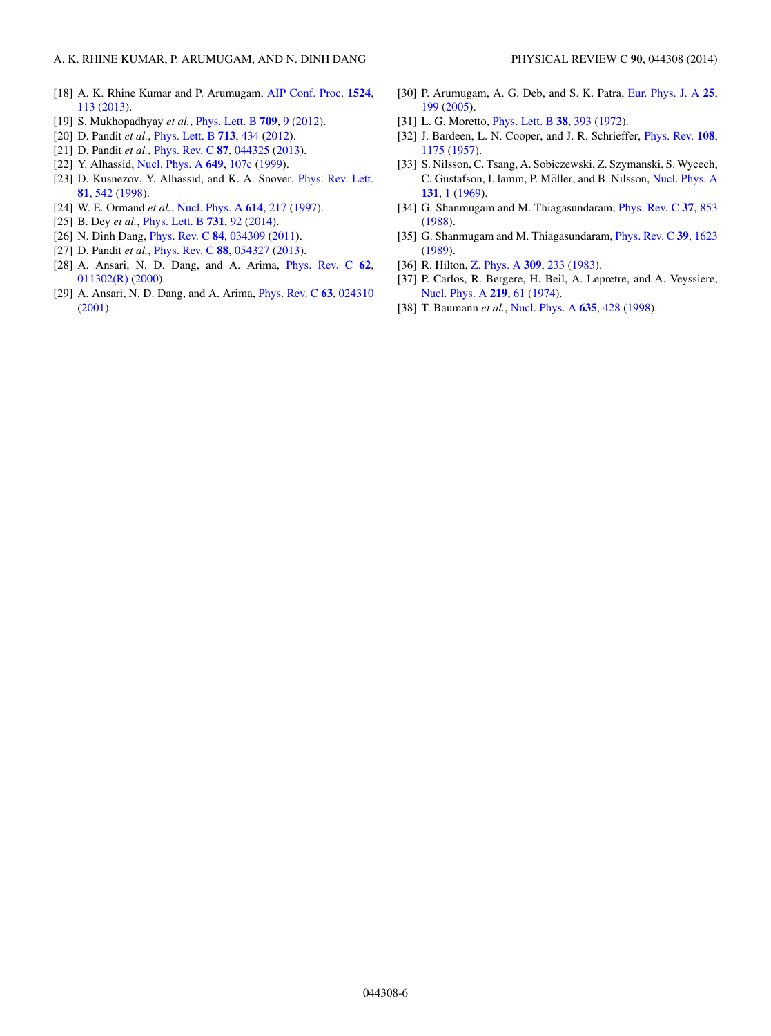[18] A. K. Rhine Kumar and P. Arumugam, AIP Conf. Proc. **1524**, 113 (2013).

[19] S. Mukhopadhyay *et al.*, Phys. Lett. B **709**, 9 (2012).

[20] D. Pandit *et al.*, Phys. Lett. B **713**, 434 (2012).

[21] D. Pandit *et al.*, Phys. Rev. C **87**, 044325 (2013).

[22] Y. Alhassid, Nucl. Phys. A **649**, 107c (1999).

[23] D. Kusnezov, Y. Alhassid, and K. A. Snover, Phys. Rev. Lett. **81**, 542 (1998).

[24] W. E. Ormand *et al.*, Nucl. Phys. A **614**, 217 (1997).

[25] B. Dey *et al.*, Phys. Lett. B **731**, 92 (2014).

[26] N. Dinh Dang, Phys. Rev. C **84**, 034309 (2011).

[27] D. Pandit *et al.*, Phys. Rev. C **88**, 054327 (2013).

[28] A. Ansari, N. D. Dang, and A. Arima, Phys. Rev. C **62**, 011302(R) (2000).

[29] A. Ansari, N. D. Dang, and A. Arima, Phys. Rev. C **63**, 024310 (2001).

[30] P. Arumugam, A. G. Deb, and S. K. Patra, Eur. Phys. J. A **25**, 199 (2005).

[31] L. G. Moretto, Phys. Lett. B **38**, 393 (1972).

[32] J. Bardeen, L. N. Cooper, and J. R. Schrieffer, Phys. Rev. **108**, 1175 (1957).

[33] S. Nilsson, C. Tsang, A. Sobiczewski, Z. Szymanski, S. Wycech, C. Gustafson, I. lamm, P. Möller, and B. Nilsson, Nucl. Phys. A **131**, 1 (1969).

[34] G. Shanmugam and M. Thiagasundaram, Phys. Rev. C **37**, 853 (1988).

[35] G. Shanmugam and M. Thiagasundaram, Phys. Rev. C **39**, 1623 (1989).

[36] R. Hilton, Z. Phys. A **309**, 233 (1983).

[37] P. Carlos, R. Bergere, H. Beil, A. Lepretre, and A. Veyssiere, Nucl. Phys. A **219**, 61 (1974).

[38] T. Baumann *et al.*, Nucl. Phys. A **635**, 428 (1998).